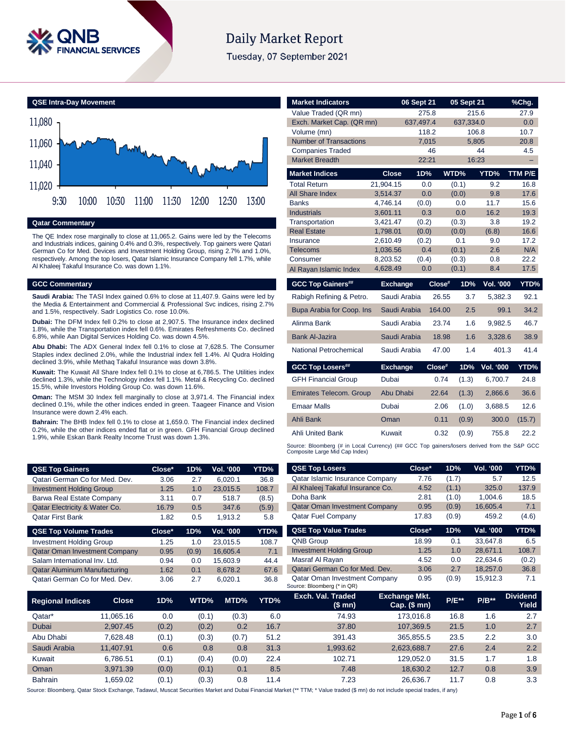# Daily Market Report

Tuesday, 07 September 2021

## QSE Intra-Day Movement

## Qatar Commentary

The QE Index rose marginally to close at 11,065.2. Gains were led by the Telecoms and Industrials indices, gaining 0.4% and 0.3%, respectively. Top gainers were Qatari German Co for Med. Devices and Investment Holding Group, rising 2.7% and 1.0%, respectively. Among the top losers, Qatar Islamic Insurance Company fell 1.7%, while Al Khaleej Takaful Insurance Co. was down 1.1%.

## GCC Commentary

**Saudi Arabia:** The TASI Index gained 0.6% to close at 11,407.9. Gains were led by the Media & Entertainment and Commercial & Professional Svc indices, rising 2.7% and 1.5%, respectively. Sadr Logistics Co. rose 10.0%.

**Dubai:** The DFM Index fell 0.2% to close at 2,907.5. The Insurance index declined 1.8%, while the Transportation index fell 0.6%. Emirates Refreshments Co. declined 6.8%, while Aan Digital Services Holding Co. was down 4.5%.

**Abu Dhabi:** The ADX General Index fell 0.1% to close at 7,628.5. The Consumer Staples index declined 2.0%, while the Industrial index fell 1.4%. Al Qudra Holding declined 3.9%, while Methaq Takaful Insurance was down 3.8%.

**Kuwait:** The Kuwait All Share Index fell 0.1% to close at 6,786.5. The Utilities index declined 1.3%, while the Technology index fell 1.1%. Metal & Recycling Co. declined 15.5%, while Investors Holding Group Co. was down 11.6%.

**Oman:** The MSM 30 Index fell marginally to close at 3,971.4. The Financial index declined 0.1%, while the other indices ended in green. Taageer Finance and Vision Insurance were down 2.4% each.

**Bahrain:** The BHB Index fell 0.1% to close at 1,659.0. The Financial index declined 0.2%, while the other indices ended flat or in green. GFH Financial Group declined 1.9%, while Eskan Bank Realty Income Trust was down 1.3%.

| Market Indicators | 06 Sept 21 | 05 Sept 21 | %Chg. |
|---|---|---|---|
| Value Traded (QR mn) | 275.8 | 215.6 | 27.9 |
| Exch. Market Cap. (QR mn) | 637,497.4 | 637,334.0 | 0.0 |
| Volume (mn) | 118.2 | 106.8 | 10.7 |
| Number of Transactions | 7,015 | 5,805 | 20.8 |
| Companies Traded | 46 | 44 | 4.5 |
| Market Breadth | 22:21 | 16:23 | – |

| Market Indices | Close | 1D% | WTD% | YTD% | TTM P/E |
|---|---|---|---|---|---|
| Total Return | 21,904.15 | 0.0 | (0.1) | 9.2 | 16.8 |
| All Share Index | 3,514.37 | 0.0 | (0.0) | 9.8 | 17.6 |
| Banks | 4,746.14 | (0.0) | 0.0 | 11.7 | 15.6 |
| Industrials | 3,601.11 | 0.3 | 0.0 | 16.2 | 19.3 |
| Transportation | 3,421.47 | (0.2) | (0.3) | 3.8 | 19.2 |
| Real Estate | 1,798.01 | (0.0) | (0.0) | (6.8) | 16.6 |
| Insurance | 2,610.49 | (0.2) | 0.1 | 9.0 | 17.2 |
| Telecoms | 1,036.56 | 0.4 | (0.1) | 2.6 | N/A |
| Consumer | 8,203.52 | (0.4) | (0.3) | 0.8 | 22.2 |
| Al Rayan Islamic Index | 4,628.49 | 0.0 | (0.1) | 8.4 | 17.5 |

| GCC Top Gainers## | Exchange | Close# | 1D% | Vol. '000 | YTD% |
|---|---|---|---|---|---|
| Rabigh Refining & Petro. | Saudi Arabia | 26.55 | 3.7 | 5,382.3 | 92.1 |
| Bupa Arabia for Coop. Ins | Saudi Arabia | 164.00 | 2.5 | 99.1 | 34.2 |
| Alinma Bank | Saudi Arabia | 23.74 | 1.6 | 9,982.5 | 46.7 |
| Bank Al-Jazira | Saudi Arabia | 18.98 | 1.6 | 3,328.6 | 38.9 |
| National Petrochemical | Saudi Arabia | 47.00 | 1.4 | 401.3 | 41.4 |

| GCC Top Losers## | Exchange | Close# | 1D% | Vol. '000 | YTD% |
|---|---|---|---|---|---|
| GFH Financial Group | Dubai | 0.74 | (1.3) | 6,700.7 | 24.8 |
| Emirates Telecom. Group | Abu Dhabi | 22.64 | (1.3) | 2,866.6 | 36.6 |
| Emaar Malls | Dubai | 2.06 | (1.0) | 3,688.5 | 12.6 |
| Ahli Bank | Oman | 0.11 | (0.9) | 300.0 | (15.7) |
| Ahli United Bank | Kuwait | 0.32 | (0.9) | 755.8 | 22.2 |

Source: Bloomberg (# in Local Currency) (## GCC Top gainers/losers derived from the S&P GCC Composite Large Mid Cap Index)

| QSE Top Gainers | Close* | 1D% | Vol. '000 | YTD% |
|---|---|---|---|---|
| Qatari German Co for Med. Dev. | 3.06 | 2.7 | 6,020.1 | 36.8 |
| Investment Holding Group | 1.25 | 1.0 | 23,015.5 | 108.7 |
| Barwa Real Estate Company | 3.11 | 0.7 | 518.7 | (8.5) |
| Qatar Electricity & Water Co. | 16.79 | 0.5 | 347.6 | (5.9) |
| Qatar First Bank | 1.82 | 0.5 | 1,913.2 | 5.8 |

| QSE Top Volume Trades | Close* | 1D% | Vol. '000 | YTD% |
|---|---|---|---|---|
| Investment Holding Group | 1.25 | 1.0 | 23,015.5 | 108.7 |
| Qatar Oman Investment Company | 0.95 | (0.9) | 16,605.4 | 7.1 |
| Salam International Inv. Ltd. | 0.94 | 0.0 | 15,603.9 | 44.4 |
| Qatar Aluminum Manufacturing | 1.62 | 0.1 | 8,678.2 | 67.6 |
| Qatari German Co for Med. Dev. | 3.06 | 2.7 | 6,020.1 | 36.8 |

| QSE Top Losers | Close* | 1D% | Vol. '000 | YTD% |
|---|---|---|---|---|
| Qatar Islamic Insurance Company | 7.76 | (1.7) | 5.7 | 12.5 |
| Al Khaleej Takaful Insurance Co. | 4.52 | (1.1) | 325.0 | 137.9 |
| Doha Bank | 2.81 | (1.0) | 1,004.6 | 18.5 |
| Qatar Oman Investment Company | 0.95 | (0.9) | 16,605.4 | 7.1 |
| Qatar Fuel Company | 17.83 | (0.9) | 459.2 | (4.6) |

| QSE Top Value Trades | Close* | 1D% | Val. '000 | YTD% |
|---|---|---|---|---|
| QNB Group | 18.99 | 0.1 | 33,647.8 | 6.5 |
| Investment Holding Group | 1.25 | 1.0 | 28,671.1 | 108.7 |
| Masraf Al Rayan | 4.52 | 0.0 | 22,634.6 | (0.2) |
| Qatari German Co for Med. Dev. | 3.06 | 2.7 | 18,257.0 | 36.8 |
| Qatar Oman Investment Company | 0.95 | (0.9) | 15,912.3 | 7.1 |

Source: Bloomberg (* in QR)

| Regional Indices | Close | 1D% | WTD% | MTD% | YTD% | Exch. Val. Traded ($ mn) | Exchange Mkt. Cap. ($ mn) | P/E** | P/B** | Dividend Yield |
|---|---|---|---|---|---|---|---|---|---|---|
| Qatar* | 11,065.16 | 0.0 | (0.1) | (0.3) | 6.0 | 74.93 | 173,016.8 | 16.8 | 1.6 | 2.7 |
| Dubai | 2,907.45 | (0.2) | (0.2) | 0.2 | 16.7 | 37.80 | 107,369.5 | 21.5 | 1.0 | 2.7 |
| Abu Dhabi | 7,628.48 | (0.1) | (0.3) | (0.7) | 51.2 | 391.43 | 365,855.5 | 23.5 | 2.2 | 3.0 |
| Saudi Arabia | 11,407.91 | 0.6 | 0.8 | 0.8 | 31.3 | 1,993.62 | 2,623,688.7 | 27.6 | 2.4 | 2.2 |
| Kuwait | 6,786.51 | (0.1) | (0.4) | (0.0) | 22.4 | 102.71 | 129,052.0 | 31.5 | 1.7 | 1.8 |
| Oman | 3,971.39 | (0.0) | (0.1) | 0.1 | 8.5 | 7.48 | 18,630.2 | 12.7 | 0.8 | 3.9 |
| Bahrain | 1,659.02 | (0.1) | (0.3) | 0.8 | 11.4 | 7.23 | 26,636.7 | 11.7 | 0.8 | 3.3 |

Source: Bloomberg, Qatar Stock Exchange, Tadawul, Muscat Securities Market and Dubai Financial Market (** TTM; * Value traded ($ mn) do not include special trades, if any)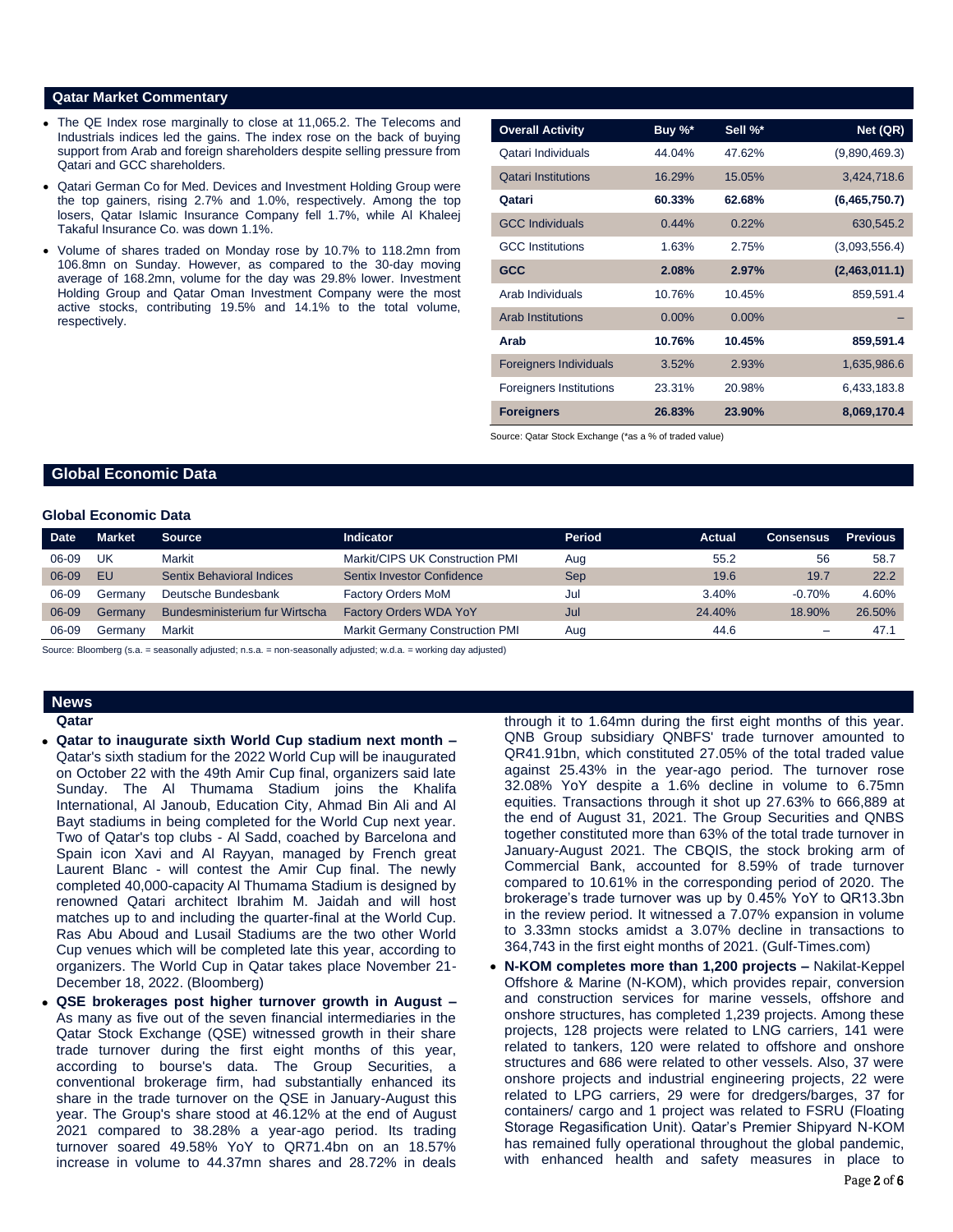## Qatar Market Commentary

- The QE Index rose marginally to close at 11,065.2. The Telecoms and Industrials indices led the gains. The index rose on the back of buying support from Arab and foreign shareholders despite selling pressure from Qatari and GCC shareholders.
- Qatari German Co for Med. Devices and Investment Holding Group were the top gainers, rising 2.7% and 1.0%, respectively. Among the top losers, Qatar Islamic Insurance Company fell 1.7%, while Al Khaleej Takaful Insurance Co. was down 1.1%.
- Volume of shares traded on Monday rose by 10.7% to 118.2mn from 106.8mn on Sunday. However, as compared to the 30-day moving average of 168.2mn, volume for the day was 29.8% lower. Investment Holding Group and Qatar Oman Investment Company were the most active stocks, contributing 19.5% and 14.1% to the total volume, respectively.

| Overall Activity | Buy %* | Sell %* | Net (QR) |
|---|---|---|---|
| Qatari Individuals | 44.04% | 47.62% | (9,890,469.3) |
| Qatari Institutions | 16.29% | 15.05% | 3,424,718.6 |
| **Qatari** | **60.33%** | **62.68%** | **(6,465,750.7)** |
| GCC Individuals | 0.44% | 0.22% | 630,545.2 |
| GCC Institutions | 1.63% | 2.75% | (3,093,556.4) |
| **GCC** | **2.08%** | **2.97%** | **(2,463,011.1)** |
| Arab Individuals | 10.76% | 10.45% | 859,591.4 |
| Arab Institutions | 0.00% | 0.00% | – |
| **Arab** | **10.76%** | **10.45%** | **859,591.4** |
| Foreigners Individuals | 3.52% | 2.93% | 1,635,986.6 |
| Foreigners Institutions | 23.31% | 20.98% | 6,433,183.8 |
| **Foreigners** | **26.83%** | **23.90%** | **8,069,170.4** |

Source: Qatar Stock Exchange (*as a % of traded value)

## Global Economic Data

### Global Economic Data

| Date | Market | Source | Indicator | Period | Actual | Consensus | Previous |
|---|---|---|---|---|---|---|---|
| 06-09 | UK | Markit | Markit/CIPS UK Construction PMI | Aug | 55.2 | 56 | 58.7 |
| 06-09 | EU | Sentix Behavioral Indices | Sentix Investor Confidence | Sep | 19.6 | 19.7 | 22.2 |
| 06-09 | Germany | Deutsche Bundesbank | Factory Orders MoM | Jul | 3.40% | -0.70% | 4.60% |
| 06-09 | Germany | Bundesministerium fur Wirtscha | Factory Orders WDA YoY | Jul | 24.40% | 18.90% | 26.50% |
| 06-09 | Germany | Markit | Markit Germany Construction PMI | Aug | 44.6 | – | 47.1 |

Source: Bloomberg (s.a. = seasonally adjusted; n.s.a. = non-seasonally adjusted; w.d.a. = working day adjusted)

## News

### Qatar

- **Qatar to inaugurate sixth World Cup stadium next month –** Qatar's sixth stadium for the 2022 World Cup will be inaugurated on October 22 with the 49th Amir Cup final, organizers said late Sunday. The Al Thumama Stadium joins the Khalifa International, Al Janoub, Education City, Ahmad Bin Ali and Al Bayt stadiums in being completed for the World Cup next year. Two of Qatar's top clubs - Al Sadd, coached by Barcelona and Spain icon Xavi and Al Rayyan, managed by French great Laurent Blanc - will contest the Amir Cup final. The newly completed 40,000-capacity Al Thumama Stadium is designed by renowned Qatari architect Ibrahim M. Jaidah and will host matches up to and including the quarter-final at the World Cup. Ras Abu Aboud and Lusail Stadiums are the two other World Cup venues which will be completed late this year, according to organizers. The World Cup in Qatar takes place November 21-December 18, 2022. (Bloomberg)
- **QSE brokerages post higher turnover growth in August –** As many as five out of the seven financial intermediaries in the Qatar Stock Exchange (QSE) witnessed growth in their share trade turnover during the first eight months of this year, according to bourse's data. The Group Securities, a conventional brokerage firm, had substantially enhanced its share in the trade turnover on the QSE in January-August this year. The Group's share stood at 46.12% at the end of August 2021 compared to 38.28% a year-ago period. Its trading turnover soared 49.58% YoY to QR71.4bn on an 18.57% increase in volume to 44.37mn shares and 28.72% in deals through it to 1.64mn during the first eight months of this year. QNB Group subsidiary QNBFS' trade turnover amounted to QR41.91bn, which constituted 27.05% of the total traded value against 25.43% in the year-ago period. The turnover rose 32.08% YoY despite a 1.6% decline in volume to 6.75mn equities. Transactions through it shot up 27.63% to 666,889 at the end of August 31, 2021. The Group Securities and QNBS together constituted more than 63% of the total trade turnover in January-August 2021. The CBQIS, the stock broking arm of Commercial Bank, accounted for 8.59% of trade turnover compared to 10.61% in the corresponding period of 2020. The brokerage's trade turnover was up by 0.45% YoY to QR13.3bn in the review period. It witnessed a 7.07% expansion in volume to 3.33mn stocks amidst a 3.07% decline in transactions to 364,743 in the first eight months of 2021. (Gulf-Times.com)
- **N-KOM completes more than 1,200 projects –** Nakilat-Keppel Offshore & Marine (N-KOM), which provides repair, conversion and construction services for marine vessels, offshore and onshore structures, has completed 1,239 projects. Among these projects, 128 projects were related to LNG carriers, 141 were related to tankers, 120 were related to offshore and onshore structures and 686 were related to other vessels. Also, 37 were onshore projects and industrial engineering projects, 22 were related to LPG carriers, 29 were for dredgers/barges, 37 for containers/ cargo and 1 project was related to FSRU (Floating Storage Regasification Unit). Qatar's Premier Shipyard N-KOM has remained fully operational throughout the global pandemic, with enhanced health and safety measures in place to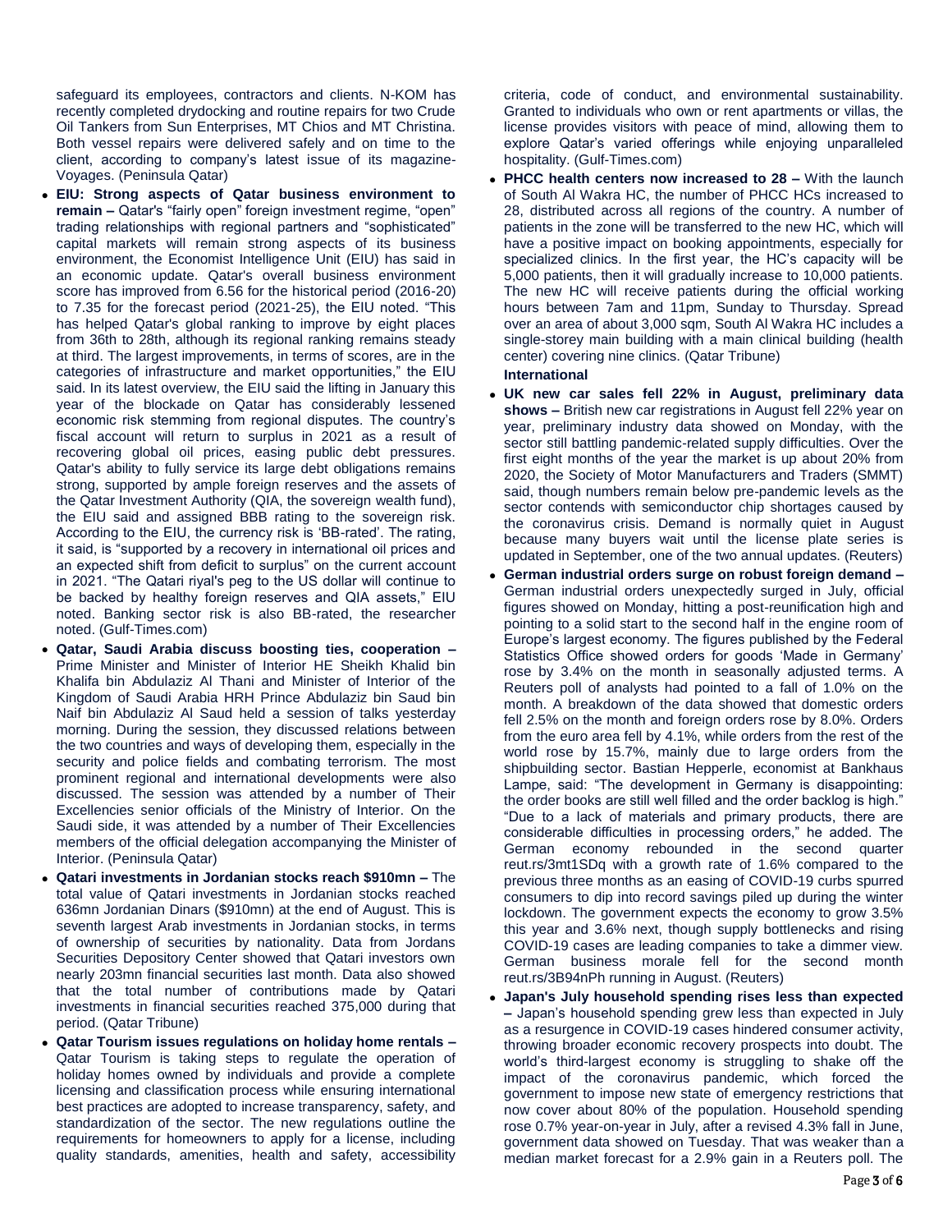safeguard its employees, contractors and clients. N-KOM has recently completed drydocking and routine repairs for two Crude Oil Tankers from Sun Enterprises, MT Chios and MT Christina. Both vessel repairs were delivered safely and on time to the client, according to company's latest issue of its magazine-Voyages. (Peninsula Qatar)

- **EIU: Strong aspects of Qatar business environment to remain –** Qatar's "fairly open" foreign investment regime, "open" trading relationships with regional partners and "sophisticated" capital markets will remain strong aspects of its business environment, the Economist Intelligence Unit (EIU) has said in an economic update. Qatar's overall business environment score has improved from 6.56 for the historical period (2016-20) to 7.35 for the forecast period (2021-25), the EIU noted. "This has helped Qatar's global ranking to improve by eight places from 36th to 28th, although its regional ranking remains steady at third. The largest improvements, in terms of scores, are in the categories of infrastructure and market opportunities," the EIU said. In its latest overview, the EIU said the lifting in January this year of the blockade on Qatar has considerably lessened economic risk stemming from regional disputes. The country's fiscal account will return to surplus in 2021 as a result of recovering global oil prices, easing public debt pressures. Qatar's ability to fully service its large debt obligations remains strong, supported by ample foreign reserves and the assets of the Qatar Investment Authority (QIA, the sovereign wealth fund), the EIU said and assigned BBB rating to the sovereign risk. According to the EIU, the currency risk is 'BB-rated'. The rating, it said, is "supported by a recovery in international oil prices and an expected shift from deficit to surplus" on the current account in 2021. "The Qatari riyal's peg to the US dollar will continue to be backed by healthy foreign reserves and QIA assets," EIU noted. Banking sector risk is also BB-rated, the researcher noted. (Gulf-Times.com)
- **Qatar, Saudi Arabia discuss boosting ties, cooperation –** Prime Minister and Minister of Interior HE Sheikh Khalid bin Khalifa bin Abdulaziz Al Thani and Minister of Interior of the Kingdom of Saudi Arabia HRH Prince Abdulaziz bin Saud bin Naif bin Abdulaziz Al Saud held a session of talks yesterday morning. During the session, they discussed relations between the two countries and ways of developing them, especially in the security and police fields and combating terrorism. The most prominent regional and international developments were also discussed. The session was attended by a number of Their Excellencies senior officials of the Ministry of Interior. On the Saudi side, it was attended by a number of Their Excellencies members of the official delegation accompanying the Minister of Interior. (Peninsula Qatar)
- **Qatari investments in Jordanian stocks reach \$910mn –** The total value of Qatari investments in Jordanian stocks reached 636mn Jordanian Dinars (\$910mn) at the end of August. This is seventh largest Arab investments in Jordanian stocks, in terms of ownership of securities by nationality. Data from Jordans Securities Depository Center showed that Qatari investors own nearly 203mn financial securities last month. Data also showed that the total number of contributions made by Qatari investments in financial securities reached 375,000 during that period. (Qatar Tribune)
- **Qatar Tourism issues regulations on holiday home rentals –** Qatar Tourism is taking steps to regulate the operation of holiday homes owned by individuals and provide a complete licensing and classification process while ensuring international best practices are adopted to increase transparency, safety, and standardization of the sector. The new regulations outline the requirements for homeowners to apply for a license, including quality standards, amenities, health and safety, accessibility criteria, code of conduct, and environmental sustainability. Granted to individuals who own or rent apartments or villas, the license provides visitors with peace of mind, allowing them to explore Qatar's varied offerings while enjoying unparalleled hospitality. (Gulf-Times.com)
- **PHCC health centers now increased to 28 –** With the launch of South Al Wakra HC, the number of PHCC HCs increased to 28, distributed across all regions of the country. A number of patients in the zone will be transferred to the new HC, which will have a positive impact on booking appointments, especially for specialized clinics. In the first year, the HC's capacity will be 5,000 patients, then it will gradually increase to 10,000 patients. The new HC will receive patients during the official working hours between 7am and 11pm, Sunday to Thursday. Spread over an area of about 3,000 sqm, South Al Wakra HC includes a single-storey main building with a main clinical building (health center) covering nine clinics. (Qatar Tribune)

**International**

- **UK new car sales fell 22% in August, preliminary data shows –** British new car registrations in August fell 22% year on year, preliminary industry data showed on Monday, with the sector still battling pandemic-related supply difficulties. Over the first eight months of the year the market is up about 20% from 2020, the Society of Motor Manufacturers and Traders (SMMT) said, though numbers remain below pre-pandemic levels as the sector contends with semiconductor chip shortages caused by the coronavirus crisis. Demand is normally quiet in August because many buyers wait until the license plate series is updated in September, one of the two annual updates. (Reuters)
- **German industrial orders surge on robust foreign demand –** German industrial orders unexpectedly surged in July, official figures showed on Monday, hitting a post-reunification high and pointing to a solid start to the second half in the engine room of Europe's largest economy. The figures published by the Federal Statistics Office showed orders for goods 'Made in Germany' rose by 3.4% on the month in seasonally adjusted terms. A Reuters poll of analysts had pointed to a fall of 1.0% on the month. A breakdown of the data showed that domestic orders fell 2.5% on the month and foreign orders rose by 8.0%. Orders from the euro area fell by 4.1%, while orders from the rest of the world rose by 15.7%, mainly due to large orders from the shipbuilding sector. Bastian Hepperle, economist at Bankhaus Lampe, said: "The development in Germany is disappointing: the order books are still well filled and the order backlog is high." "Due to a lack of materials and primary products, there are considerable difficulties in processing orders," he added. The German economy rebounded in the second quarter reut.rs/3mt1SDq with a growth rate of 1.6% compared to the previous three months as an easing of COVID-19 curbs spurred consumers to dip into record savings piled up during the winter lockdown. The government expects the economy to grow 3.5% this year and 3.6% next, though supply bottlenecks and rising COVID-19 cases are leading companies to take a dimmer view. German business morale fell for the second month reut.rs/3B94nPh running in August. (Reuters)
- **Japan's July household spending rises less than expected –** Japan's household spending grew less than expected in July as a resurgence in COVID-19 cases hindered consumer activity, throwing broader economic recovery prospects into doubt. The world's third-largest economy is struggling to shake off the impact of the coronavirus pandemic, which forced the government to impose new state of emergency restrictions that now cover about 80% of the population. Household spending rose 0.7% year-on-year in July, after a revised 4.3% fall in June, government data showed on Tuesday. That was weaker than a median market forecast for a 2.9% gain in a Reuters poll. The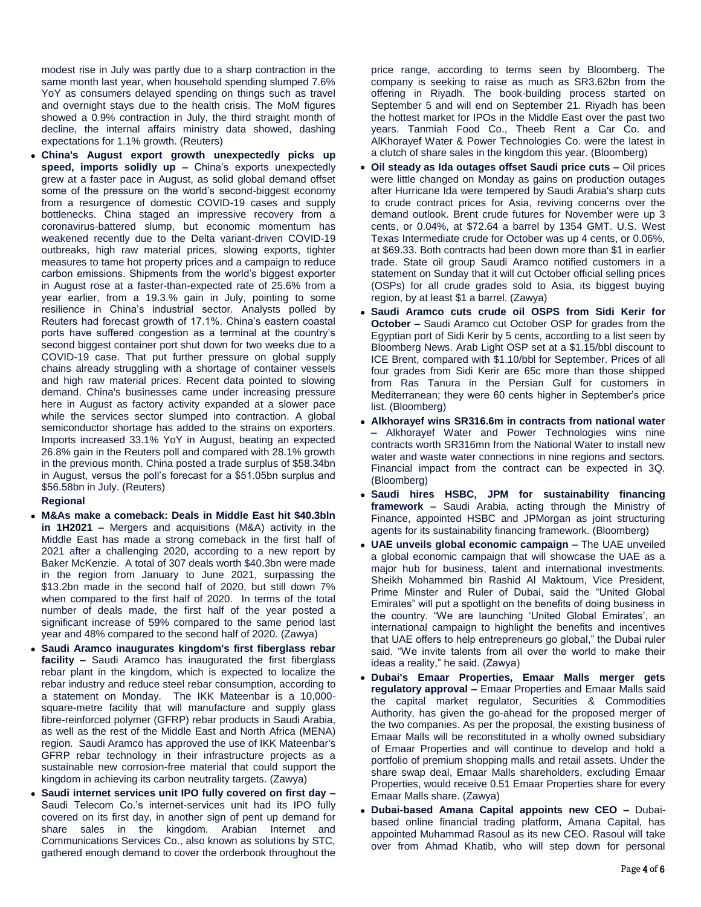modest rise in July was partly due to a sharp contraction in the same month last year, when household spending slumped 7.6% YoY as consumers delayed spending on things such as travel and overnight stays due to the health crisis. The MoM figures showed a 0.9% contraction in July, the third straight month of decline, the internal affairs ministry data showed, dashing expectations for 1.1% growth. (Reuters)

- **China's August export growth unexpectedly picks up speed, imports solidly up –** China's exports unexpectedly grew at a faster pace in August, as solid global demand offset some of the pressure on the world's second-biggest economy from a resurgence of domestic COVID-19 cases and supply bottlenecks. China staged an impressive recovery from a coronavirus-battered slump, but economic momentum has weakened recently due to the Delta variant-driven COVID-19 outbreaks, high raw material prices, slowing exports, tighter measures to tame hot property prices and a campaign to reduce carbon emissions. Shipments from the world's biggest exporter in August rose at a faster-than-expected rate of 25.6% from a year earlier, from a 19.3.% gain in July, pointing to some resilience in China's industrial sector. Analysts polled by Reuters had forecast growth of 17.1%. China's eastern coastal ports have suffered congestion as a terminal at the country's second biggest container port shut down for two weeks due to a COVID-19 case. That put further pressure on global supply chains already struggling with a shortage of container vessels and high raw material prices. Recent data pointed to slowing demand. China's businesses came under increasing pressure here in August as factory activity expanded at a slower pace while the services sector slumped into contraction. A global semiconductor shortage has added to the strains on exporters. Imports increased 33.1% YoY in August, beating an expected 26.8% gain in the Reuters poll and compared with 28.1% growth in the previous month. China posted a trade surplus of $58.34bn in August, versus the poll's forecast for a $51.05bn surplus and $56.58bn in July. (Reuters)

**Regional**

- **M&As make a comeback: Deals in Middle East hit $40.3bln in 1H2021 –** Mergers and acquisitions (M&A) activity in the Middle East has made a strong comeback in the first half of 2021 after a challenging 2020, according to a new report by Baker McKenzie. A total of 307 deals worth $40.3bn were made in the region from January to June 2021, surpassing the $13.2bn made in the second half of 2020, but still down 7% when compared to the first half of 2020. In terms of the total number of deals made, the first half of the year posted a significant increase of 59% compared to the same period last year and 48% compared to the second half of 2020. (Zawya)
- **Saudi Aramco inaugurates kingdom's first fiberglass rebar facility –** Saudi Aramco has inaugurated the first fiberglass rebar plant in the kingdom, which is expected to localize the rebar industry and reduce steel rebar consumption, according to a statement on Monday. The IKK Mateenbar is a 10,000-square-metre facility that will manufacture and supply glass fibre-reinforced polymer (GFRP) rebar products in Saudi Arabia, as well as the rest of the Middle East and North Africa (MENA) region. Saudi Aramco has approved the use of IKK Mateenbar's GFRP rebar technology in their infrastructure projects as a sustainable new corrosion-free material that could support the kingdom in achieving its carbon neutrality targets. (Zawya)
- **Saudi internet services unit IPO fully covered on first day –** Saudi Telecom Co.'s internet-services unit had its IPO fully covered on its first day, in another sign of pent up demand for share sales in the kingdom. Arabian Internet and Communications Services Co., also known as solutions by STC, gathered enough demand to cover the orderbook throughout the price range, according to terms seen by Bloomberg. The company is seeking to raise as much as SR3.62bn from the offering in Riyadh. The book-building process started on September 5 and will end on September 21. Riyadh has been the hottest market for IPOs in the Middle East over the past two years. Tanmiah Food Co., Theeb Rent a Car Co. and AlKhorayef Water & Power Technologies Co. were the latest in a clutch of share sales in the kingdom this year. (Bloomberg)
- **Oil steady as Ida outages offset Saudi price cuts –** Oil prices were little changed on Monday as gains on production outages after Hurricane Ida were tempered by Saudi Arabia's sharp cuts to crude contract prices for Asia, reviving concerns over the demand outlook. Brent crude futures for November were up 3 cents, or 0.04%, at $72.64 a barrel by 1354 GMT. U.S. West Texas Intermediate crude for October was up 4 cents, or 0.06%, at $69.33. Both contracts had been down more than $1 in earlier trade. State oil group Saudi Aramco notified customers in a statement on Sunday that it will cut October official selling prices (OSPs) for all crude grades sold to Asia, its biggest buying region, by at least $1 a barrel. (Zawya)
- **Saudi Aramco cuts crude oil OSPS from Sidi Kerir for October –** Saudi Aramco cut October OSP for grades from the Egyptian port of Sidi Kerir by 5 cents, according to a list seen by Bloomberg News. Arab Light OSP set at a $1.15/bbl discount to ICE Brent, compared with $1.10/bbl for September. Prices of all four grades from Sidi Kerir are 65c more than those shipped from Ras Tanura in the Persian Gulf for customers in Mediterranean; they were 60 cents higher in September's price list. (Bloomberg)
- **Alkhorayef wins SR316.6m in contracts from national water –** Alkhorayef Water and Power Technologies wins nine contracts worth SR316mn from the National Water to install new water and waste water connections in nine regions and sectors. Financial impact from the contract can be expected in 3Q. (Bloomberg)
- **Saudi hires HSBC, JPM for sustainability financing framework –** Saudi Arabia, acting through the Ministry of Finance, appointed HSBC and JPMorgan as joint structuring agents for its sustainability financing framework. (Bloomberg)
- **UAE unveils global economic campaign –** The UAE unveiled a global economic campaign that will showcase the UAE as a major hub for business, talent and international investments. Sheikh Mohammed bin Rashid Al Maktoum, Vice President, Prime Minster and Ruler of Dubai, said the "United Global Emirates" will put a spotlight on the benefits of doing business in the country. "We are launching 'United Global Emirates', an international campaign to highlight the benefits and incentives that UAE offers to help entrepreneurs go global," the Dubai ruler said. "We invite talents from all over the world to make their ideas a reality," he said. (Zawya)
- **Dubai's Emaar Properties, Emaar Malls merger gets regulatory approval –** Emaar Properties and Emaar Malls said the capital market regulator, Securities & Commodities Authority, has given the go-ahead for the proposed merger of the two companies. As per the proposal, the existing business of Emaar Malls will be reconstituted in a wholly owned subsidiary of Emaar Properties and will continue to develop and hold a portfolio of premium shopping malls and retail assets. Under the share swap deal, Emaar Malls shareholders, excluding Emaar Properties, would receive 0.51 Emaar Properties share for every Emaar Malls share. (Zawya)
- **Dubai-based Amana Capital appoints new CEO –** Dubai-based online financial trading platform, Amana Capital, has appointed Muhammad Rasoul as its new CEO. Rasoul will take over from Ahmad Khatib, who will step down for personal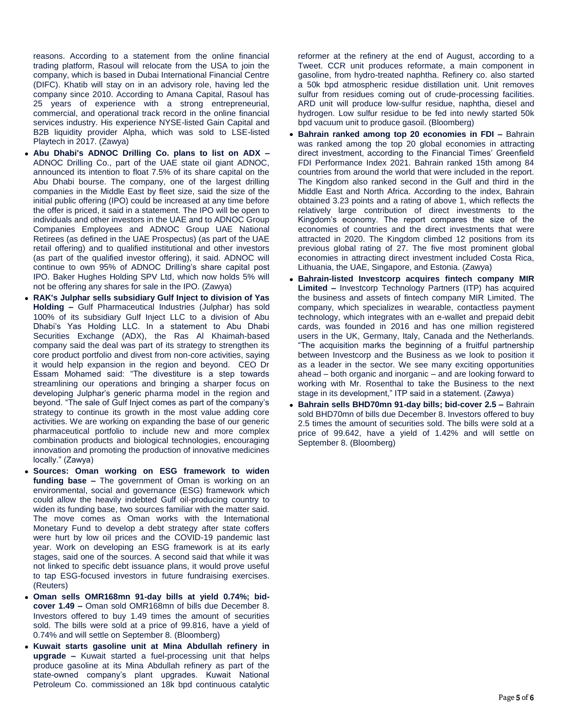reasons. According to a statement from the online financial trading platform, Rasoul will relocate from the USA to join the company, which is based in Dubai International Financial Centre (DIFC). Khatib will stay on in an advisory role, having led the company since 2010. According to Amana Capital, Rasoul has 25 years of experience with a strong entrepreneurial, commercial, and operational track record in the online financial services industry. His experience NYSE-listed Gain Capital and B2B liquidity provider Alpha, which was sold to LSE-listed Playtech in 2017. (Zawya)

- **Abu Dhabi's ADNOC Drilling Co. plans to list on ADX –** ADNOC Drilling Co., part of the UAE state oil giant ADNOC, announced its intention to float 7.5% of its share capital on the Abu Dhabi bourse. The company, one of the largest drilling companies in the Middle East by fleet size, said the size of the initial public offering (IPO) could be increased at any time before the offer is priced, it said in a statement. The IPO will be open to individuals and other investors in the UAE and to ADNOC Group Companies Employees and ADNOC Group UAE National Retirees (as defined in the UAE Prospectus) (as part of the UAE retail offering) and to qualified institutional and other investors (as part of the qualified investor offering), it said. ADNOC will continue to own 95% of ADNOC Drilling's share capital post IPO. Baker Hughes Holding SPV Ltd, which now holds 5% will not be offering any shares for sale in the IPO. (Zawya)
- **RAK's Julphar sells subsidiary Gulf Inject to division of Yas Holding –** Gulf Pharmaceutical Industries (Julphar) has sold 100% of its subsidiary Gulf Inject LLC to a division of Abu Dhabi's Yas Holding LLC. In a statement to Abu Dhabi Securities Exchange (ADX), the Ras Al Khaimah-based company said the deal was part of its strategy to strengthen its core product portfolio and divest from non-core activities, saying it would help expansion in the region and beyond. CEO Dr Essam Mohamed said: "The divestiture is a step towards streamlining our operations and bringing a sharper focus on developing Julphar's generic pharma model in the region and beyond. "The sale of Gulf Inject comes as part of the company's strategy to continue its growth in the most value adding core activities. We are working on expanding the base of our generic pharmaceutical portfolio to include new and more complex combination products and biological technologies, encouraging innovation and promoting the production of innovative medicines locally." (Zawya)
- **Sources: Oman working on ESG framework to widen funding base –** The government of Oman is working on an environmental, social and governance (ESG) framework which could allow the heavily indebted Gulf oil-producing country to widen its funding base, two sources familiar with the matter said. The move comes as Oman works with the International Monetary Fund to develop a debt strategy after state coffers were hurt by low oil prices and the COVID-19 pandemic last year. Work on developing an ESG framework is at its early stages, said one of the sources. A second said that while it was not linked to specific debt issuance plans, it would prove useful to tap ESG-focused investors in future fundraising exercises. (Reuters)
- **Oman sells OMR168mn 91-day bills at yield 0.74%; bid-cover 1.49 –** Oman sold OMR168mn of bills due December 8. Investors offered to buy 1.49 times the amount of securities sold. The bills were sold at a price of 99.816, have a yield of 0.74% and will settle on September 8. (Bloomberg)
- **Kuwait starts gasoline unit at Mina Abdullah refinery in upgrade –** Kuwait started a fuel-processing unit that helps produce gasoline at its Mina Abdullah refinery as part of the state-owned company's plant upgrades. Kuwait National Petroleum Co. commissioned an 18k bpd continuous catalytic reformer at the refinery at the end of August, according to a Tweet. CCR unit produces reformate, a main component in gasoline, from hydro-treated naphtha. Refinery co. also started a 50k bpd atmospheric residue distillation unit. Unit removes sulfur from residues coming out of crude-processing facilities. ARD unit will produce low-sulfur residue, naphtha, diesel and hydrogen. Low sulfur residue to be fed into newly started 50k bpd vacuum unit to produce gasoil. (Bloomberg)
- **Bahrain ranked among top 20 economies in FDI –** Bahrain was ranked among the top 20 global economies in attracting direct investment, according to the Financial Times' Greenfield FDI Performance Index 2021. Bahrain ranked 15th among 84 countries from around the world that were included in the report. The Kingdom also ranked second in the Gulf and third in the Middle East and North Africa. According to the index, Bahrain obtained 3.23 points and a rating of above 1, which reflects the relatively large contribution of direct investments to the Kingdom's economy. The report compares the size of the economies of countries and the direct investments that were attracted in 2020. The Kingdom climbed 12 positions from its previous global rating of 27. The five most prominent global economies in attracting direct investment included Costa Rica, Lithuania, the UAE, Singapore, and Estonia. (Zawya)
- **Bahrain-listed Investcorp acquires fintech company MIR Limited –** Investcorp Technology Partners (ITP) has acquired the business and assets of fintech company MIR Limited. The company, which specializes in wearable, contactless payment technology, which integrates with an e-wallet and prepaid debit cards, was founded in 2016 and has one million registered users in the UK, Germany, Italy, Canada and the Netherlands. "The acquisition marks the beginning of a fruitful partnership between Investcorp and the Business as we look to position it as a leader in the sector. We see many exciting opportunities ahead – both organic and inorganic – and are looking forward to working with Mr. Rosenthal to take the Business to the next stage in its development," ITP said in a statement. (Zawya)
- **Bahrain sells BHD70mn 91-day bills; bid-cover 2.5 –** Bahrain sold BHD70mn of bills due December 8. Investors offered to buy 2.5 times the amount of securities sold. The bills were sold at a price of 99.642, have a yield of 1.42% and will settle on September 8. (Bloomberg)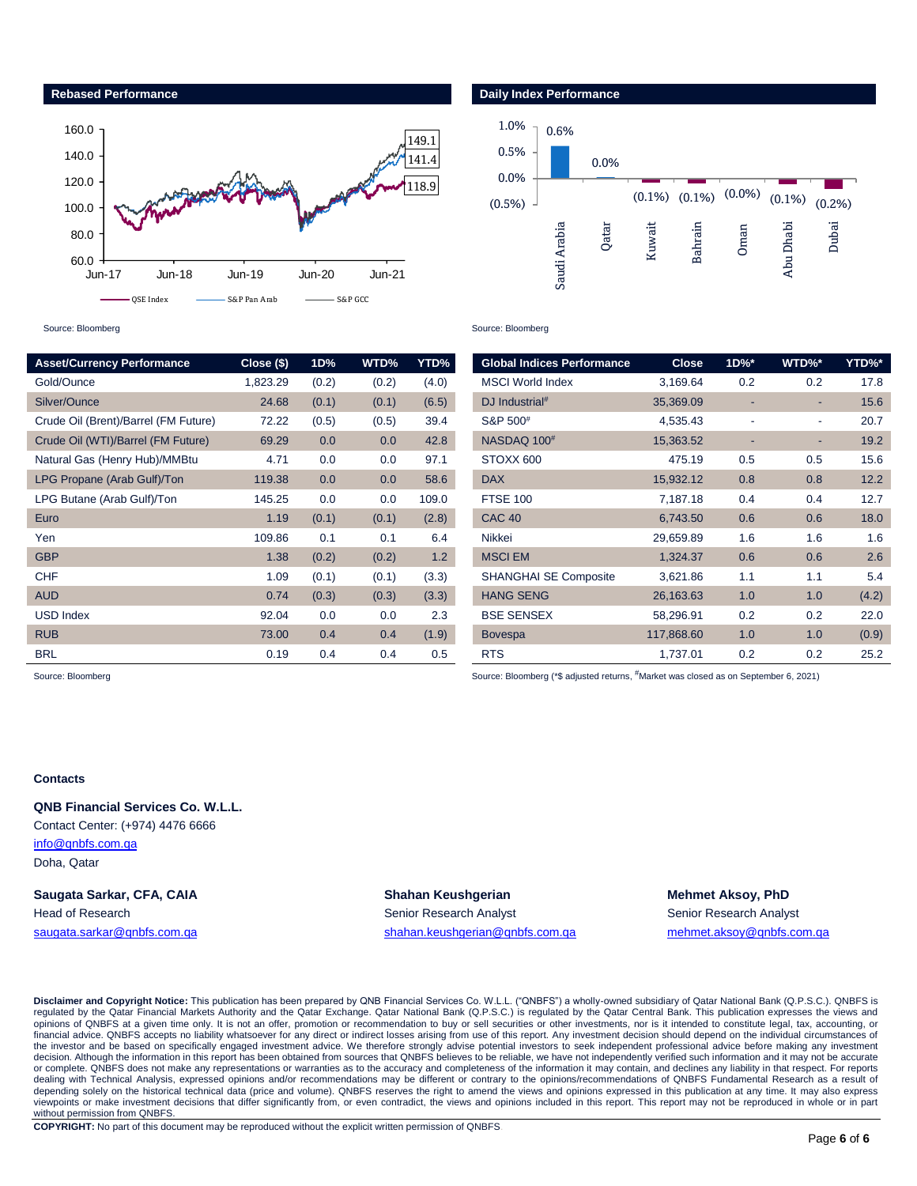**Rebased Performance**

160.0
140.0
120.0
100.0
80.0
60.0
Jun-17
Jun-18
Jun-19
Jun-20
Jun-21
149.1
141.4
118.9
QSE Index
S&P Pan Arab
S&P GCC

Source: Bloomberg

**Daily Index Performance**

1.0%
0.5%
0.0%
(0.5%)
0.6%
0.0%
(0.1%)
(0.1%)
(0.0%)
(0.1%)
(0.2%)
Saudi Arabia
Qatar
Kuwait
Bahrain
Oman
Abu Dhabi
Dubai

Source: Bloomberg

| Asset/Currency Performance | Close ($) | 1D% | WTD% | YTD% |
|---|---|---|---|---|
| Gold/Ounce | 1,823.29 | (0.2) | (0.2) | (4.0) |
| Silver/Ounce | 24.68 | (0.1) | (0.1) | (6.5) |
| Crude Oil (Brent)/Barrel (FM Future) | 72.22 | (0.5) | (0.5) | 39.4 |
| Crude Oil (WTI)/Barrel (FM Future) | 69.29 | 0.0 | 0.0 | 42.8 |
| Natural Gas (Henry Hub)/MMBtu | 4.71 | 0.0 | 0.0 | 97.1 |
| LPG Propane (Arab Gulf)/Ton | 119.38 | 0.0 | 0.0 | 58.6 |
| LPG Butane (Arab Gulf)/Ton | 145.25 | 0.0 | 0.0 | 109.0 |
| Euro | 1.19 | (0.1) | (0.1) | (2.8) |
| Yen | 109.86 | 0.1 | 0.1 | 6.4 |
| GBP | 1.38 | (0.2) | (0.2) | 1.2 |
| CHF | 1.09 | (0.1) | (0.1) | (3.3) |
| AUD | 0.74 | (0.3) | (0.3) | (3.3) |
| USD Index | 92.04 | 0.0 | 0.0 | 2.3 |
| RUB | 73.00 | 0.4 | 0.4 | (1.9) |
| BRL | 0.19 | 0.4 | 0.4 | 0.5 |

Source: Bloomberg

| Global Indices Performance | Close | 1D%* | WTD%* | YTD%* |
|---|---|---|---|---|
| MSCI World Index | 3,169.64 | 0.2 | 0.2 | 17.8 |
| DJ Industrial# | 35,369.09 | - | - | 15.6 |
| S&P 500# | 4,535.43 | - | - | 20.7 |
| NASDAQ 100# | 15,363.52 | - | - | 19.2 |
| STOXX 600 | 475.19 | 0.5 | 0.5 | 15.6 |
| DAX | 15,932.12 | 0.8 | 0.8 | 12.2 |
| FTSE 100 | 7,187.18 | 0.4 | 0.4 | 12.7 |
| CAC 40 | 6,743.50 | 0.6 | 0.6 | 18.0 |
| Nikkei | 29,659.89 | 1.6 | 1.6 | 1.6 |
| MSCI EM | 1,324.37 | 0.6 | 0.6 | 2.6 |
| SHANGHAI SE Composite | 3,621.86 | 1.1 | 1.1 | 5.4 |
| HANG SENG | 26,163.63 | 1.0 | 1.0 | (4.2) |
| BSE SENSEX | 58,296.91 | 0.2 | 0.2 | 22.0 |
| Bovespa | 117,868.60 | 1.0 | 1.0 | (0.9) |
| RTS | 1,737.01 | 0.2 | 0.2 | 25.2 |

Source: Bloomberg (*$ adjusted returns, #Market was closed as on September 6, 2021)

**Contacts**

**QNB Financial Services Co. W.L.L.**
Contact Center: (+974) 4476 6666
info@qnbfs.com.qa
Doha, Qatar

**Saugata Sarkar, CFA, CAIA**
Head of Research
saugata.sarkar@qnbfs.com.qa

**Shahan Keushgerian**
Senior Research Analyst
shahan.keushgerian@qnbfs.com.qa

**Mehmet Aksoy, PhD**
Senior Research Analyst
mehmet.aksoy@qnbfs.com.qa

**Disclaimer and Copyright Notice:** This publication has been prepared by QNB Financial Services Co. W.L.L. ("QNBFS") a wholly-owned subsidiary of Qatar National Bank (Q.P.S.C.). QNBFS is regulated by the Qatar Financial Markets Authority and the Qatar Exchange. Qatar National Bank (Q.P.S.C.) is regulated by the Qatar Central Bank. This publication expresses the views and opinions of QNBFS at a given time only. It is not an offer, promotion or recommendation to buy or sell securities or other investments, nor is it intended to constitute legal, tax, accounting, or financial advice. QNBFS accepts no liability whatsoever for any direct or indirect losses arising from use of this report. Any investment decision should depend on the individual circumstances of the investor and be based on specifically engaged investment advice. We therefore strongly advise potential investors to seek independent professional advice before making any investment decision. Although the information in this report has been obtained from sources that QNBFS believes to be reliable, we have not independently verified such information and it may not be accurate or complete. QNBFS does not make any representations or warranties as to the accuracy and completeness of the information it may contain, and declines any liability in that respect. For reports dealing with Technical Analysis, expressed opinions and/or recommendations may be different or contrary to the opinions/recommendations of QNBFS Fundamental Research as a result of depending solely on the historical technical data (price and volume). QNBFS reserves the right to amend the views and opinions expressed in this publication at any time. It may also express viewpoints or make investment decisions that differ significantly from, or even contradict, the views and opinions included in this report. This report may not be reproduced in whole or in part without permission from QNBFS.

**COPYRIGHT:** No part of this document may be reproduced without the explicit written permission of QNBFS